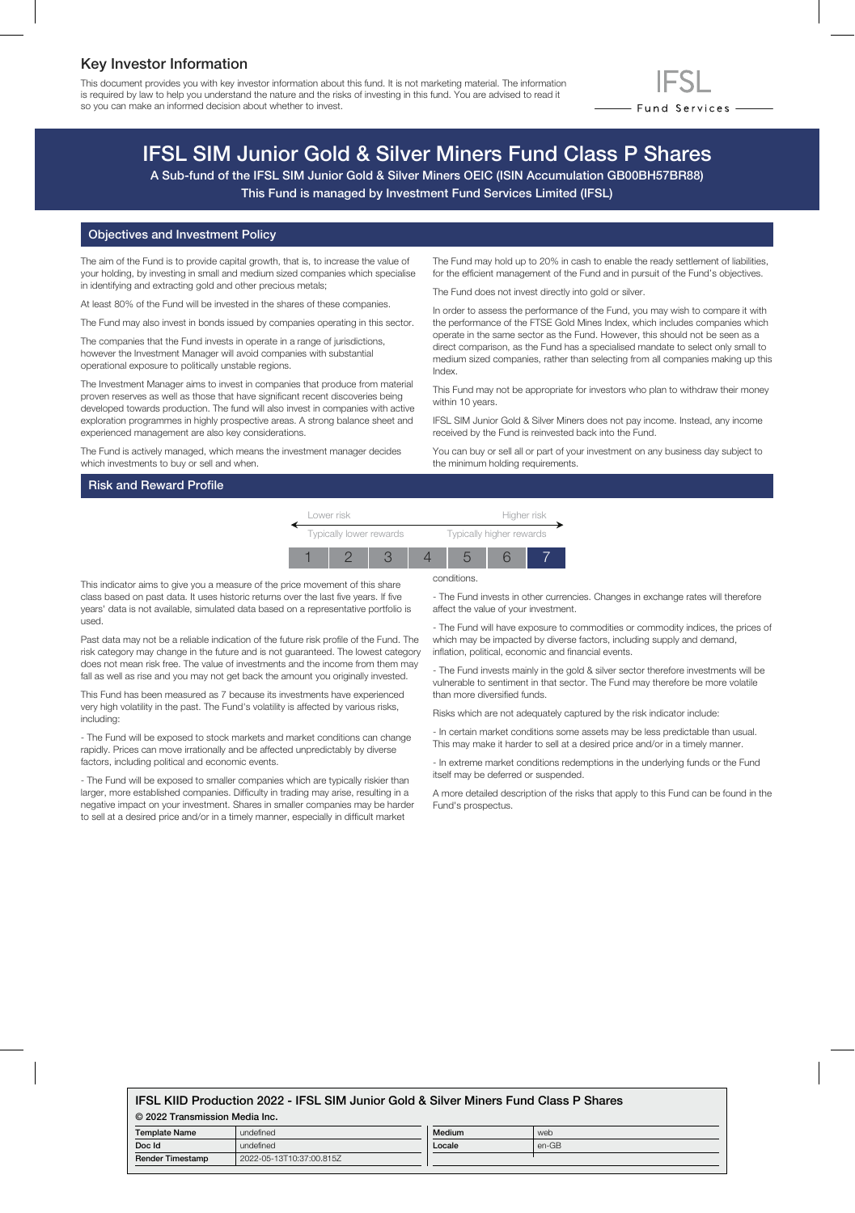## Key Investor Information

This document provides you with key investor information about this fund. It is not marketing material. The information is required by law to help you understand the nature and the risks of investing in this fund. You are advised to read it so you can make an informed decision about whether to invest.

IFSL Fund Services

# IFSL SIM Junior Gold & Silver Miners Fund Class P Shares

A Sub-fund of the IFSL SIM Junior Gold & Silver Miners OEIC (ISIN Accumulation GB00BH57BR88)

This Fund is managed by Investment Fund Services Limited (IFSL)

## Objectives and Investment Policy

The aim of the Fund is to provide capital growth, that is, to increase the value of your holding, by investing in small and medium sized companies which specialise in identifying and extracting gold and other precious metals;

At least 80% of the Fund will be invested in the shares of these companies.

The Fund may also invest in bonds issued by companies operating in this sector.

The companies that the Fund invests in operate in a range of jurisdictions, however the Investment Manager will avoid companies with substantial operational exposure to politically unstable regions.

The Investment Manager aims to invest in companies that produce from material proven reserves as well as those that have significant recent discoveries being developed towards production. The fund will also invest in companies with active exploration programmes in highly prospective areas. A strong balance sheet and experienced management are also key considerations.

The Fund is actively managed, which means the investment manager decides which investments to buy or sell and when.

The Fund may hold up to 20% in cash to enable the ready settlement of liabilities, for the efficient management of the Fund and in pursuit of the Fund's objectives.

The Fund does not invest directly into gold or silver.

In order to assess the performance of the Fund, you may wish to compare it with the performance of the FTSE Gold Mines Index, which includes companies which operate in the same sector as the Fund. However, this should not be seen as a direct comparison, as the Fund has a specialised mandate to select only small to medium sized companies, rather than selecting from all companies making up this Index.

This Fund may not be appropriate for investors who plan to withdraw their money within 10 years.

IFSL SIM Junior Gold & Silver Miners does not pay income. Instead, any income received by the Fund is reinvested back into the Fund.

You can buy or sell all or part of your investment on any business day subject to the minimum holding requirements.

## Risk and Reward Profile

| Lower risk | | | | | | Higher risk |
|---|---|---|---|---|---|---|
| Typically lower rewards | | | | | | Typically higher rewards |
| 1 | 2 | 3 | 4 | 5 | 6 | **7** |

This indicator aims to give you a measure of the price movement of this share class based on past data. It uses historic returns over the last five years. If five years' data is not available, simulated data based on a representative portfolio is used.

Past data may not be a reliable indication of the future risk profile of the Fund. The risk category may change in the future and is not guaranteed. The lowest category does not mean risk free. The value of investments and the income from them may fall as well as rise and you may not get back the amount you originally invested.

This Fund has been measured as 7 because its investments have experienced very high volatility in the past. The Fund's volatility is affected by various risks, including:

- The Fund will be exposed to stock markets and market conditions can change rapidly. Prices can move irrationally and be affected unpredictably by diverse factors, including political and economic events.

- The Fund will be exposed to smaller companies which are typically riskier than larger, more established companies. Difficulty in trading may arise, resulting in a negative impact on your investment. Shares in smaller companies may be harder to sell at a desired price and/or in a timely manner, especially in difficult market conditions.

- The Fund invests in other currencies. Changes in exchange rates will therefore affect the value of your investment.

- The Fund will have exposure to commodities or commodity indices, the prices of which may be impacted by diverse factors, including supply and demand, inflation, political, economic and financial events.

- The Fund invests mainly in the gold & silver sector therefore investments will be vulnerable to sentiment in that sector. The Fund may therefore be more volatile than more diversified funds.

Risks which are not adequately captured by the risk indicator include:

- In certain market conditions some assets may be less predictable than usual. This may make it harder to sell at a desired price and/or in a timely manner.

- In extreme market conditions redemptions in the underlying funds or the Fund itself may be deferred or suspended.

A more detailed description of the risks that apply to this Fund can be found in the Fund's prospectus.

**IFSL KIID Production 2022 - IFSL SIM Junior Gold & Silver Miners Fund Class P Shares**

**© 2022 Transmission Media Inc.**

| Template Name | undefined | Medium | web |
|---|---|---|---|
| Doc Id | undefined | Locale | en-GB |
| Render Timestamp | 2022-05-13T10:37:00.815Z | | |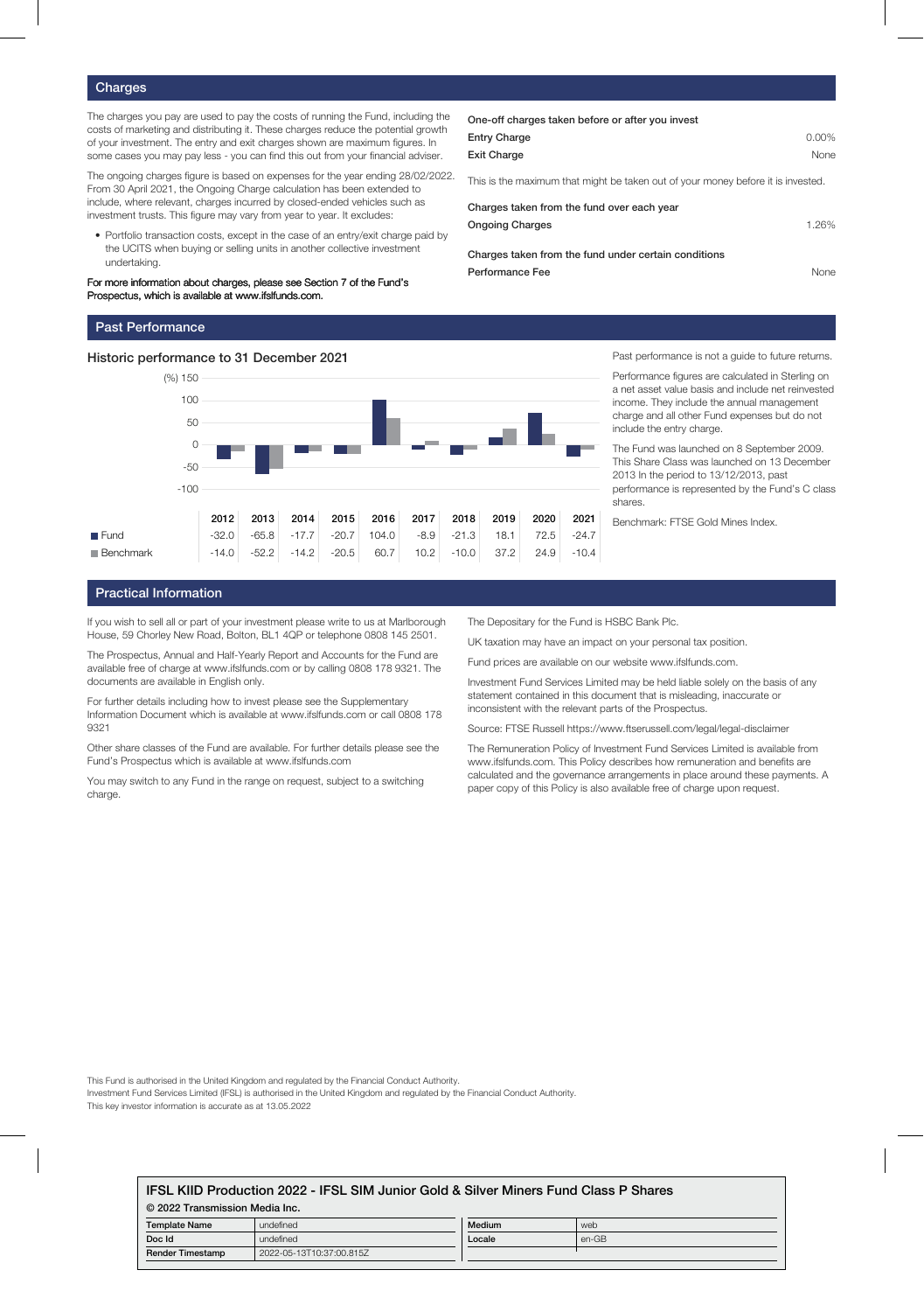## Charges

The charges you pay are used to pay the costs of running the Fund, including the costs of marketing and distributing it. These charges reduce the potential growth of your investment. The entry and exit charges shown are maximum figures. In some cases you may pay less - you can find this out from your financial adviser.

The ongoing charges figure is based on expenses for the year ending 28/02/2022. From 30 April 2021, the Ongoing Charge calculation has been extended to include, where relevant, charges incurred by closed-ended vehicles such as investment trusts. This figure may vary from year to year. It excludes:

- Portfolio transaction costs, except in the case of an entry/exit charge paid by the UCITS when buying or selling units in another collective investment undertaking.

**For more information about charges, please see Section 7 of the Fund's Prospectus, which is available at www.ifslfunds.com.**

| One-off charges taken before or after you invest | |
|---|---|
| **Entry Charge** | 0.00% |
| **Exit Charge** | None |

This is the maximum that might be taken out of your money before it is invested.

| Charges taken from the fund over each year | |
|---|---|
| **Ongoing Charges** | 1.26% |

| Charges taken from the fund under certain conditions | |
|---|---|
| **Performance Fee** | None |

## Past Performance

### Historic performance to 31 December 2021

(%) 150
100
50
0
-50
-100

2012 2013 2014 2015 2016 2017 2018 2019 2020 2021
Fund -32.0 -65.8 -17.7 -20.7 104.0 -8.9 -21.3 18.1 72.5 -24.7
Benchmark -14.0 -52.2 -14.2 -20.5 60.7 10.2 -10.0 37.2 24.9 -10.4

Past performance is not a guide to future returns.

Performance figures are calculated in Sterling on a net asset value basis and include net reinvested income. They include the annual management charge and all other Fund expenses but do not include the entry charge.

The Fund was launched on 8 September 2009. This Share Class was launched on 13 December 2013 In the period to 13/12/2013, past performance is represented by the Fund's C class shares.

Benchmark: FTSE Gold Mines Index.

## Practical Information

If you wish to sell all or part of your investment please write to us at Marlborough House, 59 Chorley New Road, Bolton, BL1 4QP or telephone 0808 145 2501.

The Prospectus, Annual and Half-Yearly Report and Accounts for the Fund are available free of charge at www.ifslfunds.com or by calling 0808 178 9321. The documents are available in English only.

For further details including how to invest please see the Supplementary Information Document which is available at www.ifslfunds.com or call 0808 178 9321

Other share classes of the Fund are available. For further details please see the Fund's Prospectus which is available at www.ifslfunds.com

You may switch to any Fund in the range on request, subject to a switching charge.

The Depositary for the Fund is HSBC Bank Plc.

UK taxation may have an impact on your personal tax position.

Fund prices are available on our website www.ifslfunds.com.

Investment Fund Services Limited may be held liable solely on the basis of any statement contained in this document that is misleading, inaccurate or inconsistent with the relevant parts of the Prospectus.

Source: FTSE Russell https://www.ftserussell.com/legal/legal-disclaimer

The Remuneration Policy of Investment Fund Services Limited is available from www.ifslfunds.com. This Policy describes how remuneration and benefits are calculated and the governance arrangements in place around these payments. A paper copy of this Policy is also available free of charge upon request.

This Fund is authorised in the United Kingdom and regulated by the Financial Conduct Authority.
Investment Fund Services Limited (IFSL) is authorised in the United Kingdom and regulated by the Financial Conduct Authority.
This key investor information is accurate as at 13.05.2022

**IFSL KIID Production 2022 - IFSL SIM Junior Gold & Silver Miners Fund Class P Shares**
**© 2022 Transmission Media Inc.**

| | | | |
|---|---|---|---|
| **Template Name** | undefined | **Medium** | web |
| **Doc Id** | undefined | **Locale** | en-GB |
| **Render Timestamp** | 2022-05-13T10:37:00.815Z | | |